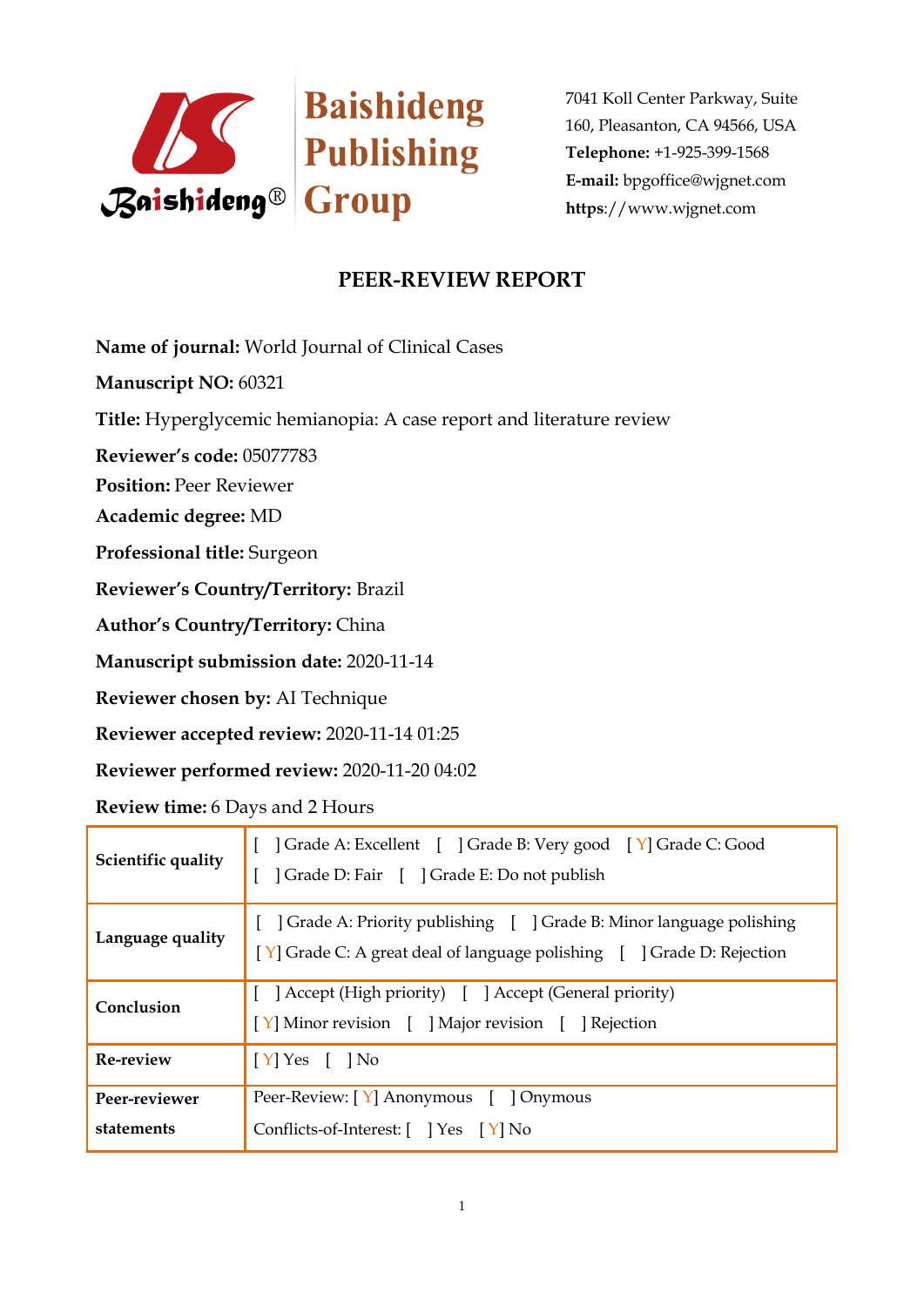Baishideng Publishing Group

7041 Koll Center Parkway, Suite 160, Pleasanton, CA 94566, USA
**Telephone:** +1-925-399-1568
**E-mail:** bpgoffice@wjgnet.com
**https**://www.wjgnet.com

# PEER-REVIEW REPORT

**Name of journal:** World Journal of Clinical Cases

**Manuscript NO:** 60321

**Title:** Hyperglycemic hemianopia: A case report and literature review

**Reviewer's code:** 05077783

**Position:** Peer Reviewer

**Academic degree:** MD

**Professional title:** Surgeon

**Reviewer's Country/Territory:** Brazil

**Author's Country/Territory:** China

**Manuscript submission date:** 2020-11-14

**Reviewer chosen by:** AI Technique

**Reviewer accepted review:** 2020-11-14 01:25

**Reviewer performed review:** 2020-11-20 04:02

**Review time:** 6 Days and 2 Hours

| | |
|---|---|
| **Scientific quality** | [ ] Grade A: Excellent [ ] Grade B: Very good [ Y] Grade C: Good [ ] Grade D: Fair [ ] Grade E: Do not publish |
| **Language quality** | [ ] Grade A: Priority publishing [ ] Grade B: Minor language polishing [ Y] Grade C: A great deal of language polishing [ ] Grade D: Rejection |
| **Conclusion** | [ ] Accept (High priority) [ ] Accept (General priority) [ Y] Minor revision [ ] Major revision [ ] Rejection |
| **Re-review** | [ Y] Yes [ ] No |
| **Peer-reviewer statements** | Peer-Review: [ Y] Anonymous [ ] Onymous Conflicts-of-Interest: [ ] Yes [ Y] No |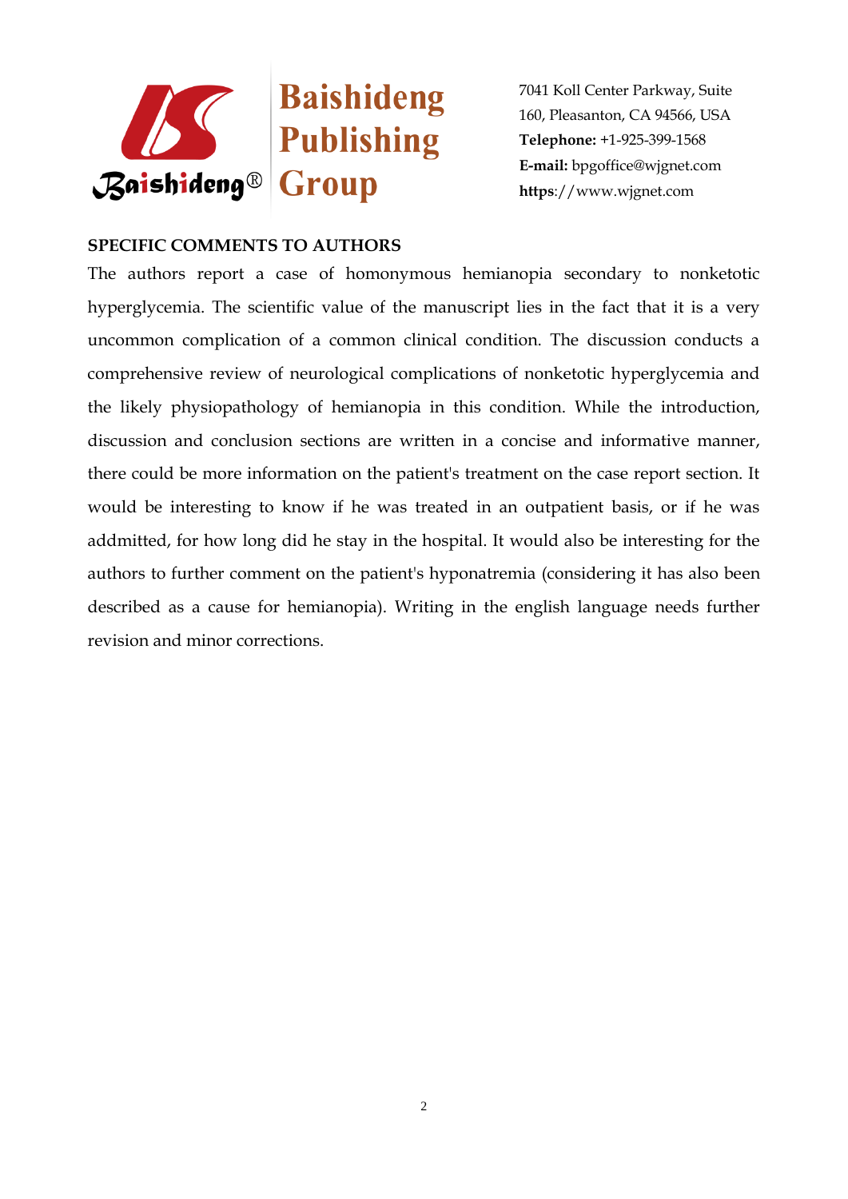**SPECIFIC COMMENTS TO AUTHORS**

The authors report a case of homonymous hemianopia secondary to nonketotic hyperglycemia. The scientific value of the manuscript lies in the fact that it is a very uncommon complication of a common clinical condition. The discussion conducts a comprehensive review of neurological complications of nonketotic hyperglycemia and the likely physiopathology of hemianopia in this condition. While the introduction, discussion and conclusion sections are written in a concise and informative manner, there could be more information on the patient's treatment on the case report section. It would be interesting to know if he was treated in an outpatient basis, or if he was addmitted, for how long did he stay in the hospital. It would also be interesting for the authors to further comment on the patient's hyponatremia (considering it has also been described as a cause for hemianopia). Writing in the english language needs further revision and minor corrections.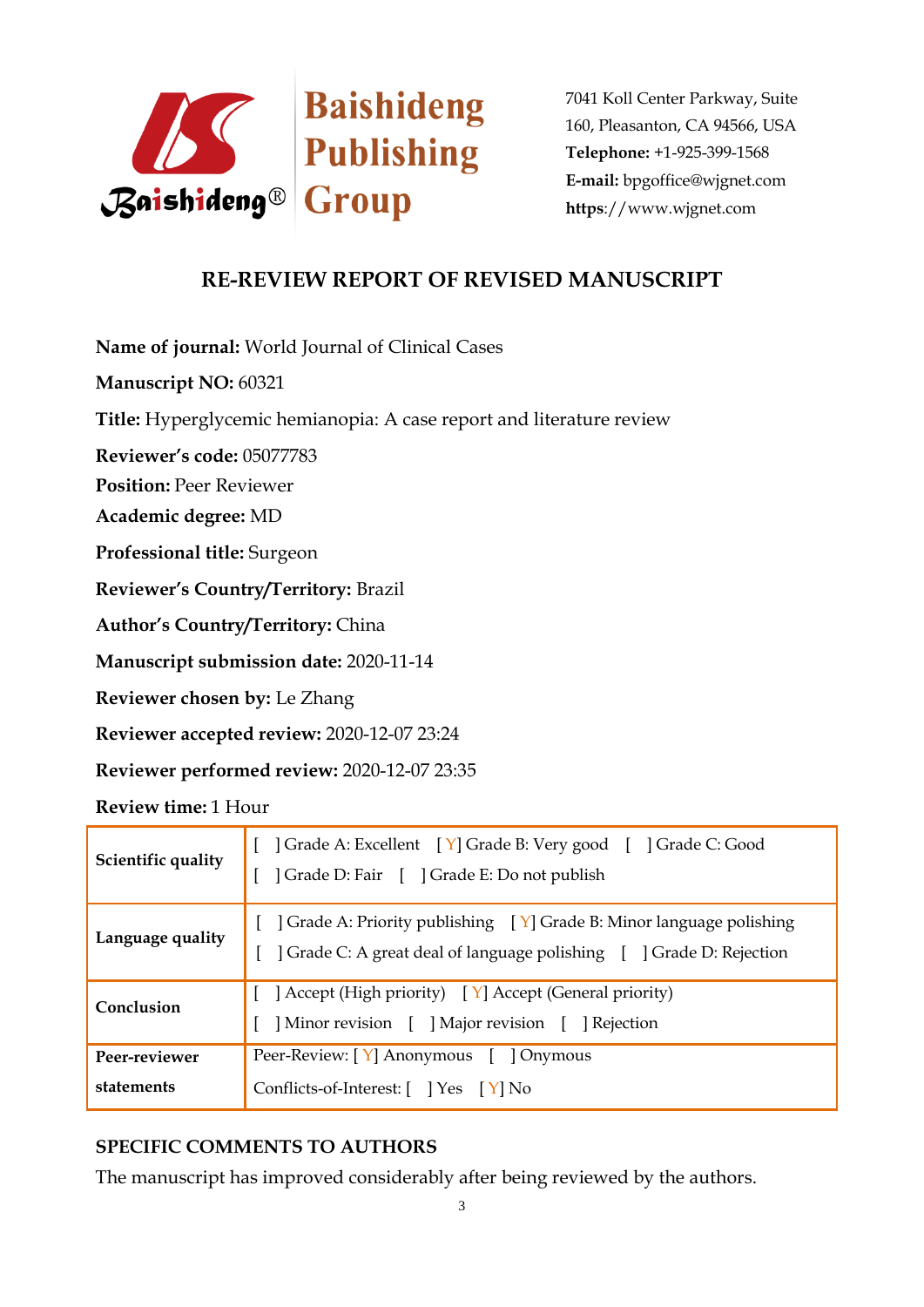Baishideng Publishing Group

7041 Koll Center Parkway, Suite 160, Pleasanton, CA 94566, USA
**Telephone:** +1-925-399-1568
**E-mail:** bpgoffice@wjgnet.com
**https**://www.wjgnet.com

# RE-REVIEW REPORT OF REVISED MANUSCRIPT

**Name of journal:** World Journal of Clinical Cases

**Manuscript NO:** 60321

**Title:** Hyperglycemic hemianopia: A case report and literature review

**Reviewer's code:** 05077783

**Position:** Peer Reviewer

**Academic degree:** MD

**Professional title:** Surgeon

**Reviewer's Country/Territory:** Brazil

**Author's Country/Territory:** China

**Manuscript submission date:** 2020-11-14

**Reviewer chosen by:** Le Zhang

**Reviewer accepted review:** 2020-12-07 23:24

**Reviewer performed review:** 2020-12-07 23:35

**Review time:** 1 Hour

| | |
|---|---|
| **Scientific quality** | [ ] Grade A: Excellent [ Y] Grade B: Very good [ ] Grade C: Good [ ] Grade D: Fair [ ] Grade E: Do not publish |
| **Language quality** | [ ] Grade A: Priority publishing [ Y] Grade B: Minor language polishing [ ] Grade C: A great deal of language polishing [ ] Grade D: Rejection |
| **Conclusion** | [ ] Accept (High priority) [ Y] Accept (General priority) [ ] Minor revision [ ] Major revision [ ] Rejection |
| **Peer-reviewer statements** | Peer-Review: [ Y] Anonymous [ ] Onymous Conflicts-of-Interest: [ ] Yes [ Y] No |

## SPECIFIC COMMENTS TO AUTHORS

The manuscript has improved considerably after being reviewed by the authors.